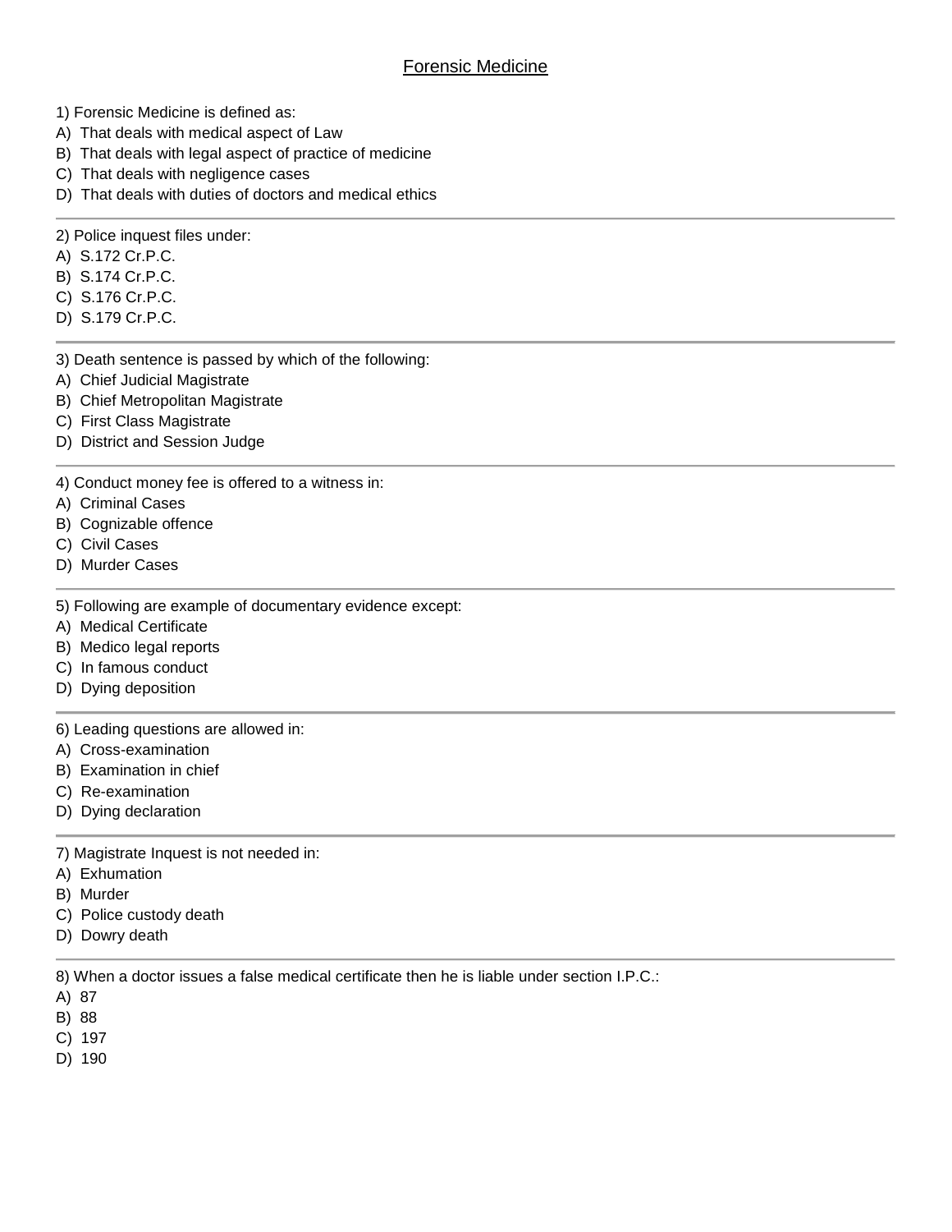# Forensic Medicine

1) Forensic Medicine is defined as:
A) That deals with medical aspect of Law
B) That deals with legal aspect of practice of medicine
C) That deals with negligence cases
D) That deals with duties of doctors and medical ethics

---

2) Police inquest files under:
A) S.172 Cr.P.C.
B) S.174 Cr.P.C.
C) S.176 Cr.P.C.
D) S.179 Cr.P.C.

---

3) Death sentence is passed by which of the following:
A) Chief Judicial Magistrate
B) Chief Metropolitan Magistrate
C) First Class Magistrate
D) District and Session Judge

---

4) Conduct money fee is offered to a witness in:
A) Criminal Cases
B) Cognizable offence
C) Civil Cases
D) Murder Cases

---

5) Following are example of documentary evidence except:
A) Medical Certificate
B) Medico legal reports
C) In famous conduct
D) Dying deposition

---

6) Leading questions are allowed in:
A) Cross-examination
B) Examination in chief
C) Re-examination
D) Dying declaration

---

7) Magistrate Inquest is not needed in:
A) Exhumation
B) Murder
C) Police custody death
D) Dowry death

---

8) When a doctor issues a false medical certificate then he is liable under section I.P.C.:
A) 87
B) 88
C) 197
D) 190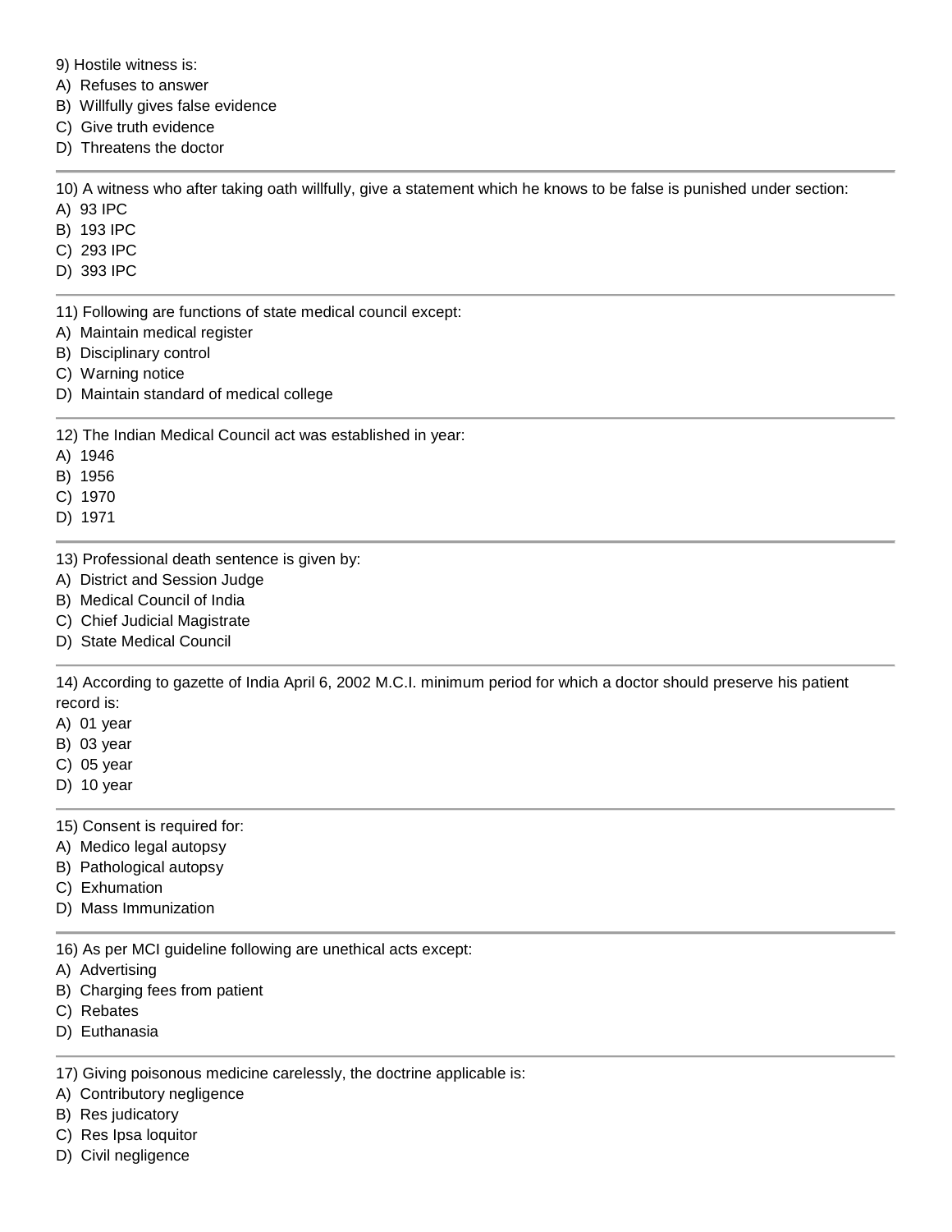9) Hostile witness is:
A) Refuses to answer
B) Willfully gives false evidence
C) Give truth evidence
D) Threatens the doctor

---

10) A witness who after taking oath willfully, give a statement which he knows to be false is punished under section:
A) 93 IPC
B) 193 IPC
C) 293 IPC
D) 393 IPC

---

11) Following are functions of state medical council except:
A) Maintain medical register
B) Disciplinary control
C) Warning notice
D) Maintain standard of medical college

---

12) The Indian Medical Council act was established in year:
A) 1946
B) 1956
C) 1970
D) 1971

---

13) Professional death sentence is given by:
A) District and Session Judge
B) Medical Council of India
C) Chief Judicial Magistrate
D) State Medical Council

---

14) According to gazette of India April 6, 2002 M.C.I. minimum period for which a doctor should preserve his patient record is:
A) 01 year
B) 03 year
C) 05 year
D) 10 year

---

15) Consent is required for:
A) Medico legal autopsy
B) Pathological autopsy
C) Exhumation
D) Mass Immunization

---

16) As per MCI guideline following are unethical acts except:
A) Advertising
B) Charging fees from patient
C) Rebates
D) Euthanasia

---

17) Giving poisonous medicine carelessly, the doctrine applicable is:
A) Contributory negligence
B) Res judicatory
C) Res Ipsa loquitor
D) Civil negligence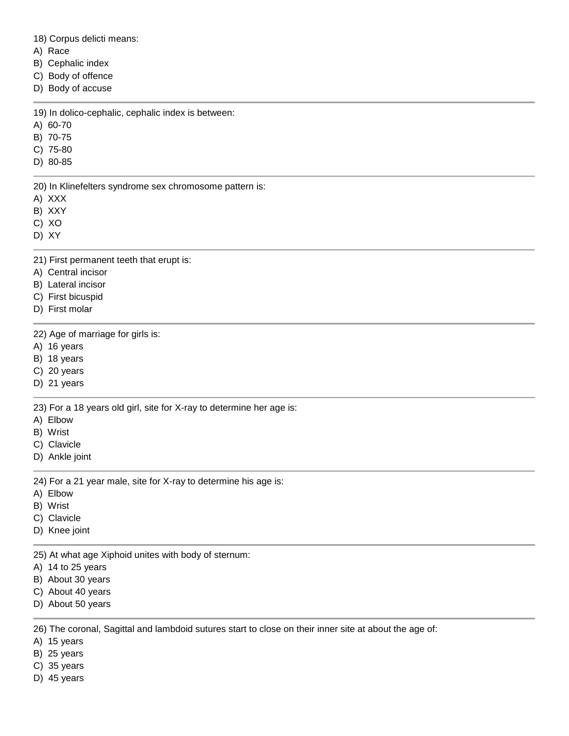18) Corpus delicti means:
A) Race
B) Cephalic index
C) Body of offence
D) Body of accuse

---

19) In dolico-cephalic, cephalic index is between:
A) 60-70
B) 70-75
C) 75-80
D) 80-85

---

20) In Klinefelters syndrome sex chromosome pattern is:
A) XXX
B) XXY
C) XO
D) XY

---

21) First permanent teeth that erupt is:
A) Central incisor
B) Lateral incisor
C) First bicuspid
D) First molar

---

22) Age of marriage for girls is:
A) 16 years
B) 18 years
C) 20 years
D) 21 years

---

23) For a 18 years old girl, site for X-ray to determine her age is:
A) Elbow
B) Wrist
C) Clavicle
D) Ankle joint

---

24) For a 21 year male, site for X-ray to determine his age is:
A) Elbow
B) Wrist
C) Clavicle
D) Knee joint

---

25) At what age Xiphoid unites with body of sternum:
A) 14 to 25 years
B) About 30 years
C) About 40 years
D) About 50 years

---

26) The coronal, Sagittal and lambdoid sutures start to close on their inner site at about the age of:
A) 15 years
B) 25 years
C) 35 years
D) 45 years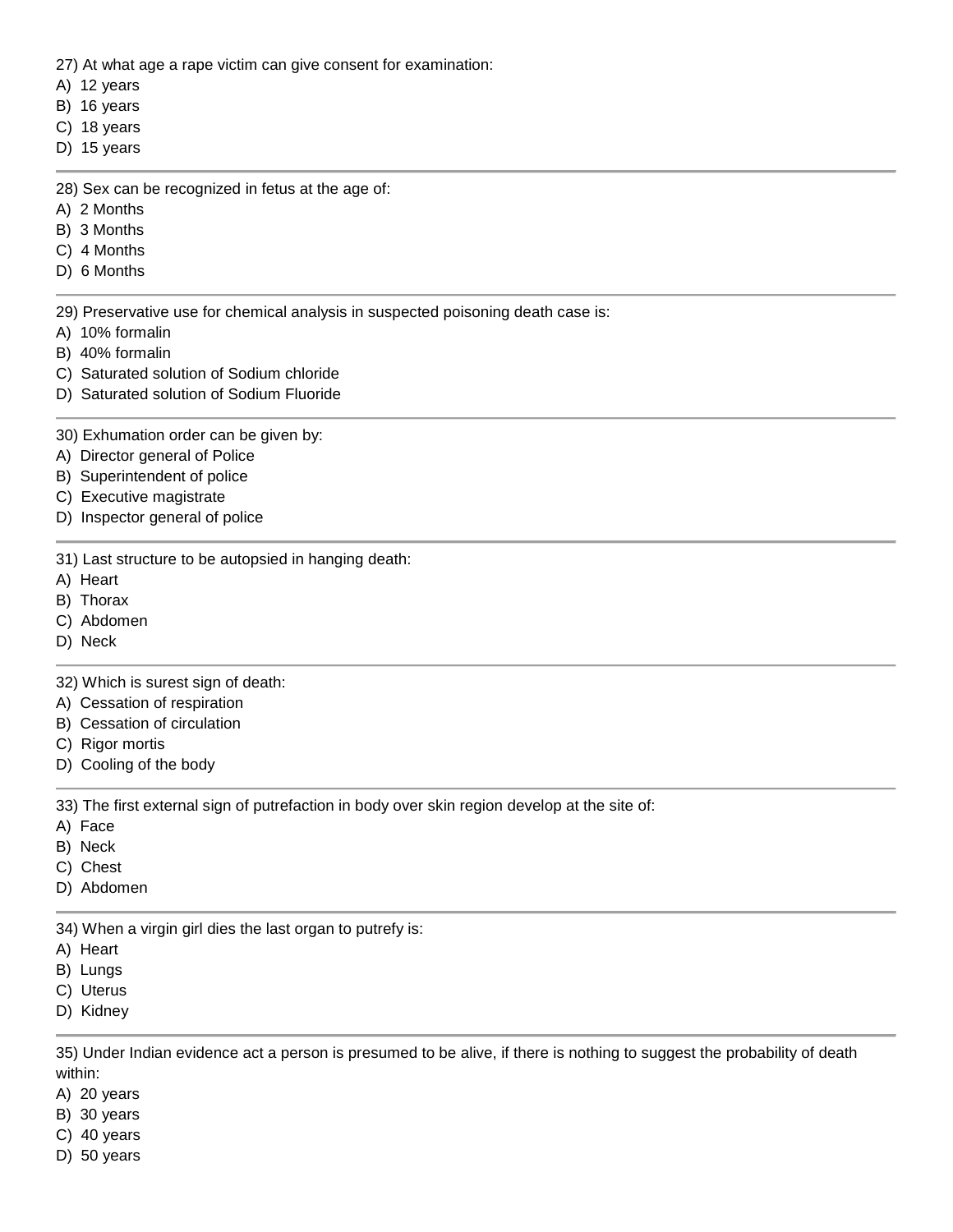27) At what age a rape victim can give consent for examination:

A) 12 years
B) 16 years
C) 18 years
D) 15 years

---

28) Sex can be recognized in fetus at the age of:

A) 2 Months
B) 3 Months
C) 4 Months
D) 6 Months

---

29) Preservative use for chemical analysis in suspected poisoning death case is:

A) 10% formalin
B) 40% formalin
C) Saturated solution of Sodium chloride
D) Saturated solution of Sodium Fluoride

---

30) Exhumation order can be given by:

A) Director general of Police
B) Superintendent of police
C) Executive magistrate
D) Inspector general of police

---

31) Last structure to be autopsied in hanging death:

A) Heart
B) Thorax
C) Abdomen
D) Neck

---

32) Which is surest sign of death:

A) Cessation of respiration
B) Cessation of circulation
C) Rigor mortis
D) Cooling of the body

---

33) The first external sign of putrefaction in body over skin region develop at the site of:

A) Face
B) Neck
C) Chest
D) Abdomen

---

34) When a virgin girl dies the last organ to putrefy is:

A) Heart
B) Lungs
C) Uterus
D) Kidney

---

35) Under Indian evidence act a person is presumed to be alive, if there is nothing to suggest the probability of death within:

A) 20 years
B) 30 years
C) 40 years
D) 50 years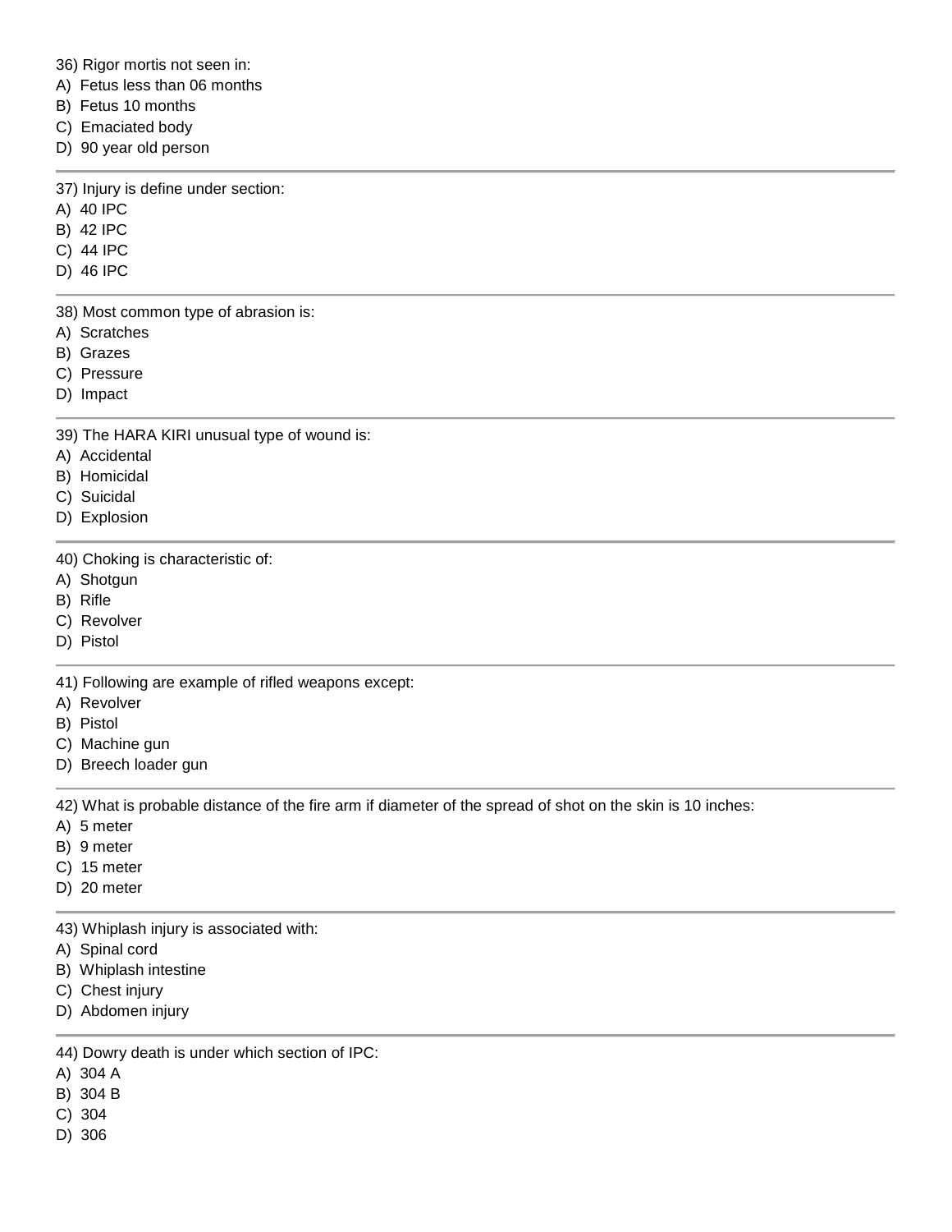36) Rigor mortis not seen in:
A) Fetus less than 06 months
B) Fetus 10 months
C) Emaciated body
D) 90 year old person

---

37) Injury is define under section:
A) 40 IPC
B) 42 IPC
C) 44 IPC
D) 46 IPC

---

38) Most common type of abrasion is:
A) Scratches
B) Grazes
C) Pressure
D) Impact

---

39) The HARA KIRI unusual type of wound is:
A) Accidental
B) Homicidal
C) Suicidal
D) Explosion

---

40) Choking is characteristic of:
A) Shotgun
B) Rifle
C) Revolver
D) Pistol

---

41) Following are example of rifled weapons except:
A) Revolver
B) Pistol
C) Machine gun
D) Breech loader gun

---

42) What is probable distance of the fire arm if diameter of the spread of shot on the skin is 10 inches:
A) 5 meter
B) 9 meter
C) 15 meter
D) 20 meter

---

43) Whiplash injury is associated with:
A) Spinal cord
B) Whiplash intestine
C) Chest injury
D) Abdomen injury

---

44) Dowry death is under which section of IPC:
A) 304 A
B) 304 B
C) 304
D) 306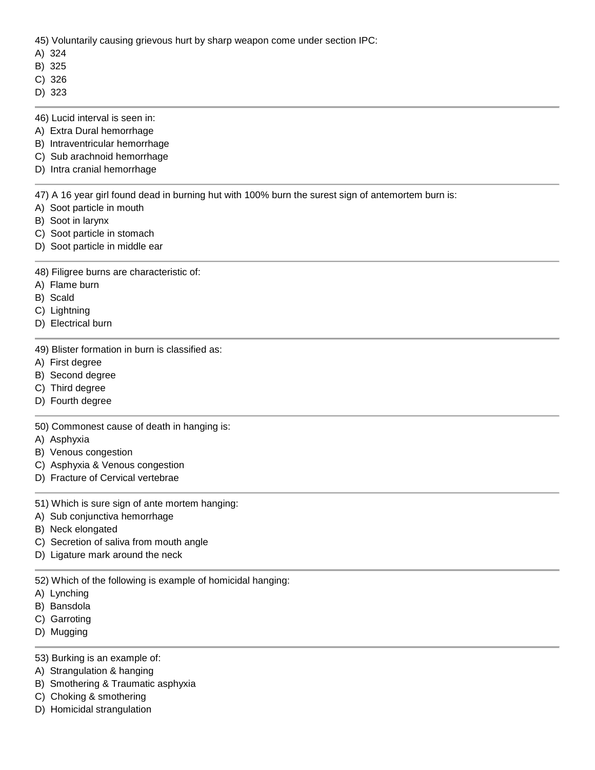45) Voluntarily causing grievous hurt by sharp weapon come under section IPC:
A) 324
B) 325
C) 326
D) 323

---

46) Lucid interval is seen in:
A) Extra Dural hemorrhage
B) Intraventricular hemorrhage
C) Sub arachnoid hemorrhage
D) Intra cranial hemorrhage

---

47) A 16 year girl found dead in burning hut with 100% burn the surest sign of antemortem burn is:
A) Soot particle in mouth
B) Soot in larynx
C) Soot particle in stomach
D) Soot particle in middle ear

---

48) Filigree burns are characteristic of:
A) Flame burn
B) Scald
C) Lightning
D) Electrical burn

---

49) Blister formation in burn is classified as:
A) First degree
B) Second degree
C) Third degree
D) Fourth degree

---

50) Commonest cause of death in hanging is:
A) Asphyxia
B) Venous congestion
C) Asphyxia & Venous congestion
D) Fracture of Cervical vertebrae

---

51) Which is sure sign of ante mortem hanging:
A) Sub conjunctiva hemorrhage
B) Neck elongated
C) Secretion of saliva from mouth angle
D) Ligature mark around the neck

---

52) Which of the following is example of homicidal hanging:
A) Lynching
B) Bansdola
C) Garroting
D) Mugging

---

53) Burking is an example of:
A) Strangulation & hanging
B) Smothering & Traumatic asphyxia
C) Choking & smothering
D) Homicidal strangulation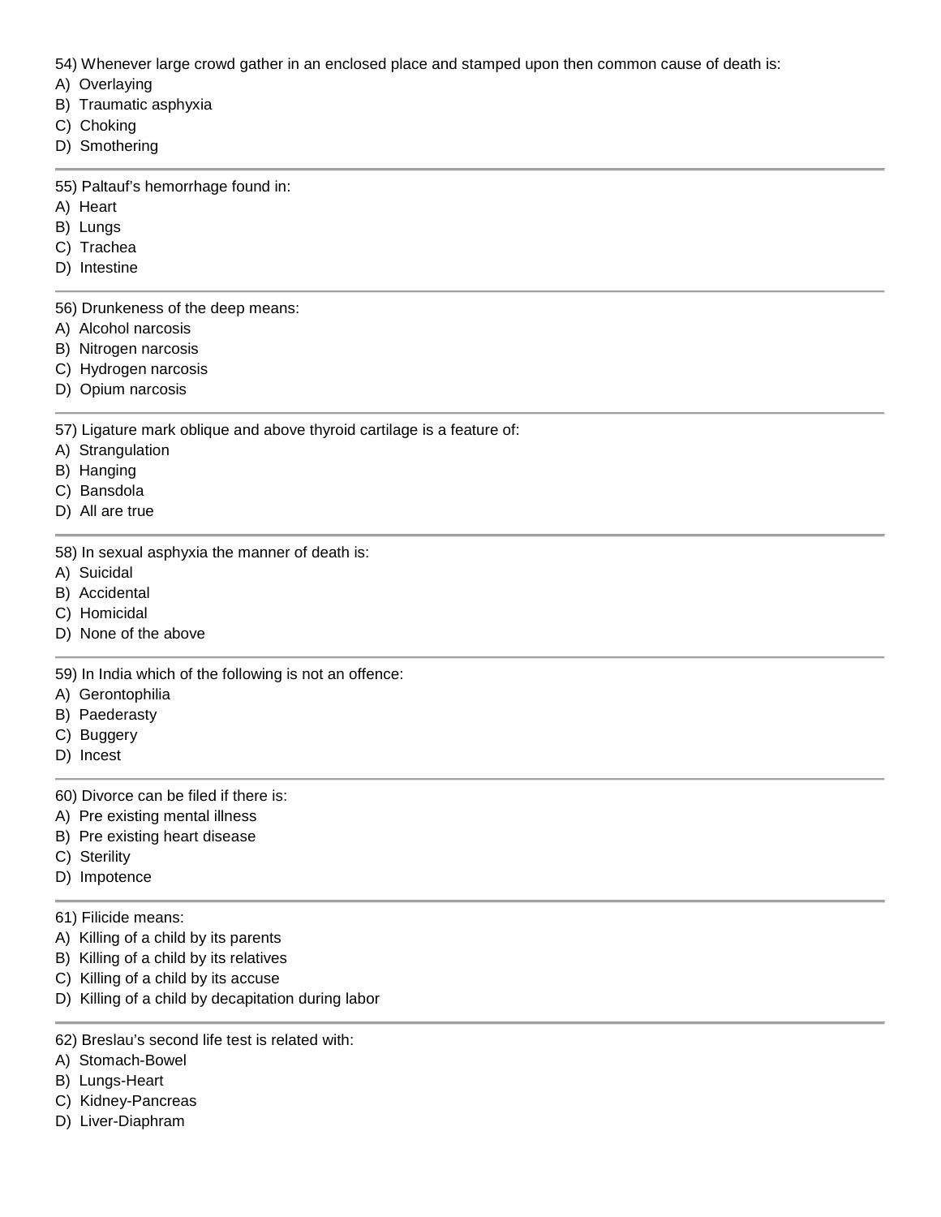54) Whenever large crowd gather in an enclosed place and stamped upon then common cause of death is:
A) Overlaying
B) Traumatic asphyxia
C) Choking
D) Smothering

---

55) Paltauf's hemorrhage found in:
A) Heart
B) Lungs
C) Trachea
D) Intestine

---

56) Drunkeness of the deep means:
A) Alcohol narcosis
B) Nitrogen narcosis
C) Hydrogen narcosis
D) Opium narcosis

---

57) Ligature mark oblique and above thyroid cartilage is a feature of:
A) Strangulation
B) Hanging
C) Bansdola
D) All are true

---

58) In sexual asphyxia the manner of death is:
A) Suicidal
B) Accidental
C) Homicidal
D) None of the above

---

59) In India which of the following is not an offence:
A) Gerontophilia
B) Paederasty
C) Buggery
D) Incest

---

60) Divorce can be filed if there is:
A) Pre existing mental illness
B) Pre existing heart disease
C) Sterility
D) Impotence

---

61) Filicide means:
A) Killing of a child by its parents
B) Killing of a child by its relatives
C) Killing of a child by its accuse
D) Killing of a child by decapitation during labor

---

62) Breslau's second life test is related with:
A) Stomach-Bowel
B) Lungs-Heart
C) Kidney-Pancreas
D) Liver-Diaphram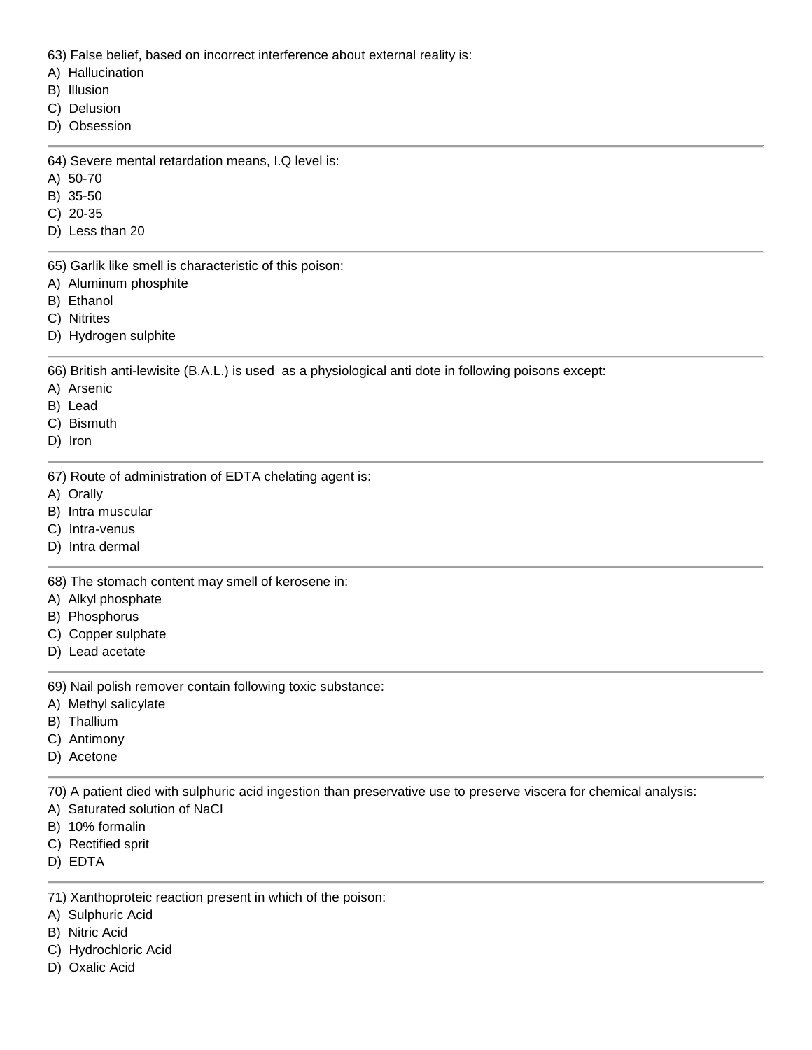63) False belief, based on incorrect interference about external reality is:
A) Hallucination
B) Illusion
C) Delusion
D) Obsession

---

64) Severe mental retardation means, I.Q level is:
A) 50-70
B) 35-50
C) 20-35
D) Less than 20

---

65) Garlik like smell is characteristic of this poison:
A) Aluminum phosphite
B) Ethanol
C) Nitrites
D) Hydrogen sulphite

---

66) British anti-lewisite (B.A.L.) is used as a physiological anti dote in following poisons except:
A) Arsenic
B) Lead
C) Bismuth
D) Iron

---

67) Route of administration of EDTA chelating agent is:
A) Orally
B) Intra muscular
C) Intra-venus
D) Intra dermal

---

68) The stomach content may smell of kerosene in:
A) Alkyl phosphate
B) Phosphorus
C) Copper sulphate
D) Lead acetate

---

69) Nail polish remover contain following toxic substance:
A) Methyl salicylate
B) Thallium
C) Antimony
D) Acetone

---

70) A patient died with sulphuric acid ingestion than preservative use to preserve viscera for chemical analysis:
A) Saturated solution of NaCl
B) 10% formalin
C) Rectified sprit
D) EDTA

---

71) Xanthoproteic reaction present in which of the poison:
A) Sulphuric Acid
B) Nitric Acid
C) Hydrochloric Acid
D) Oxalic Acid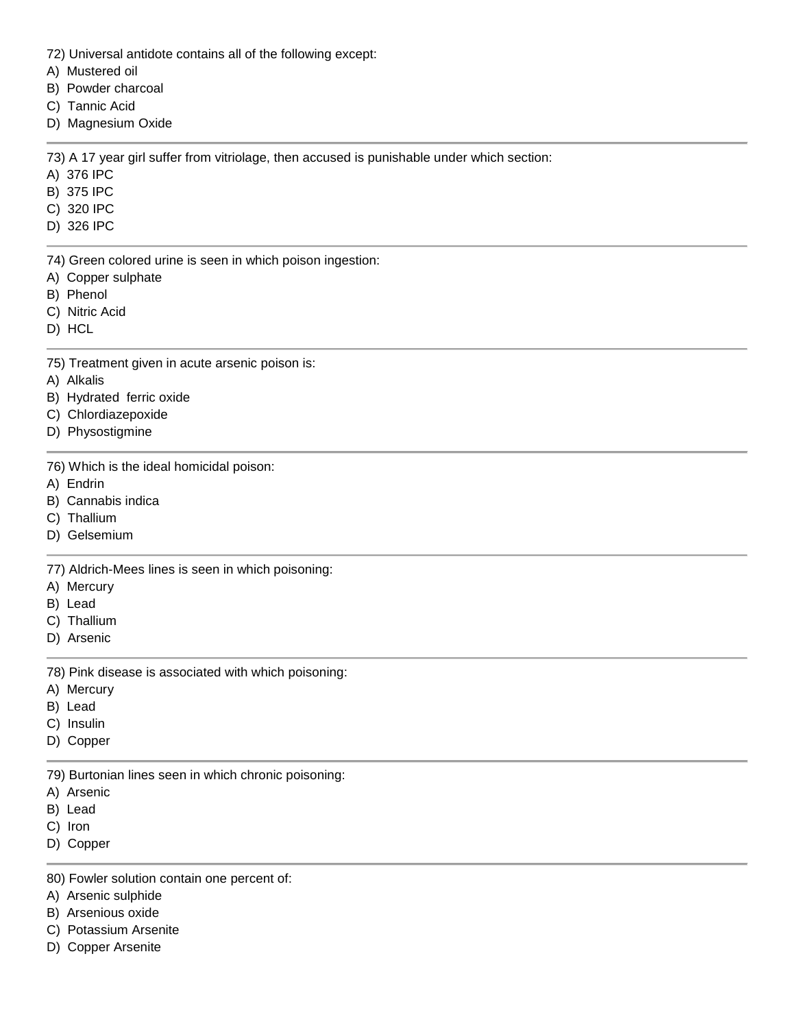72) Universal antidote contains all of the following except:
A) Mustered oil
B) Powder charcoal
C) Tannic Acid
D) Magnesium Oxide

---

73) A 17 year girl suffer from vitriolage, then accused is punishable under which section:
A) 376 IPC
B) 375 IPC
C) 320 IPC
D) 326 IPC

---

74) Green colored urine is seen in which poison ingestion:
A) Copper sulphate
B) Phenol
C) Nitric Acid
D) HCL

---

75) Treatment given in acute arsenic poison is:
A) Alkalis
B) Hydrated ferric oxide
C) Chlordiazepoxide
D) Physostigmine

---

76) Which is the ideal homicidal poison:
A) Endrin
B) Cannabis indica
C) Thallium
D) Gelsemium

---

77) Aldrich-Mees lines is seen in which poisoning:
A) Mercury
B) Lead
C) Thallium
D) Arsenic

---

78) Pink disease is associated with which poisoning:
A) Mercury
B) Lead
C) Insulin
D) Copper

---

79) Burtonian lines seen in which chronic poisoning:
A) Arsenic
B) Lead
C) Iron
D) Copper

---

80) Fowler solution contain one percent of:
A) Arsenic sulphide
B) Arsenious oxide
C) Potassium Arsenite
D) Copper Arsenite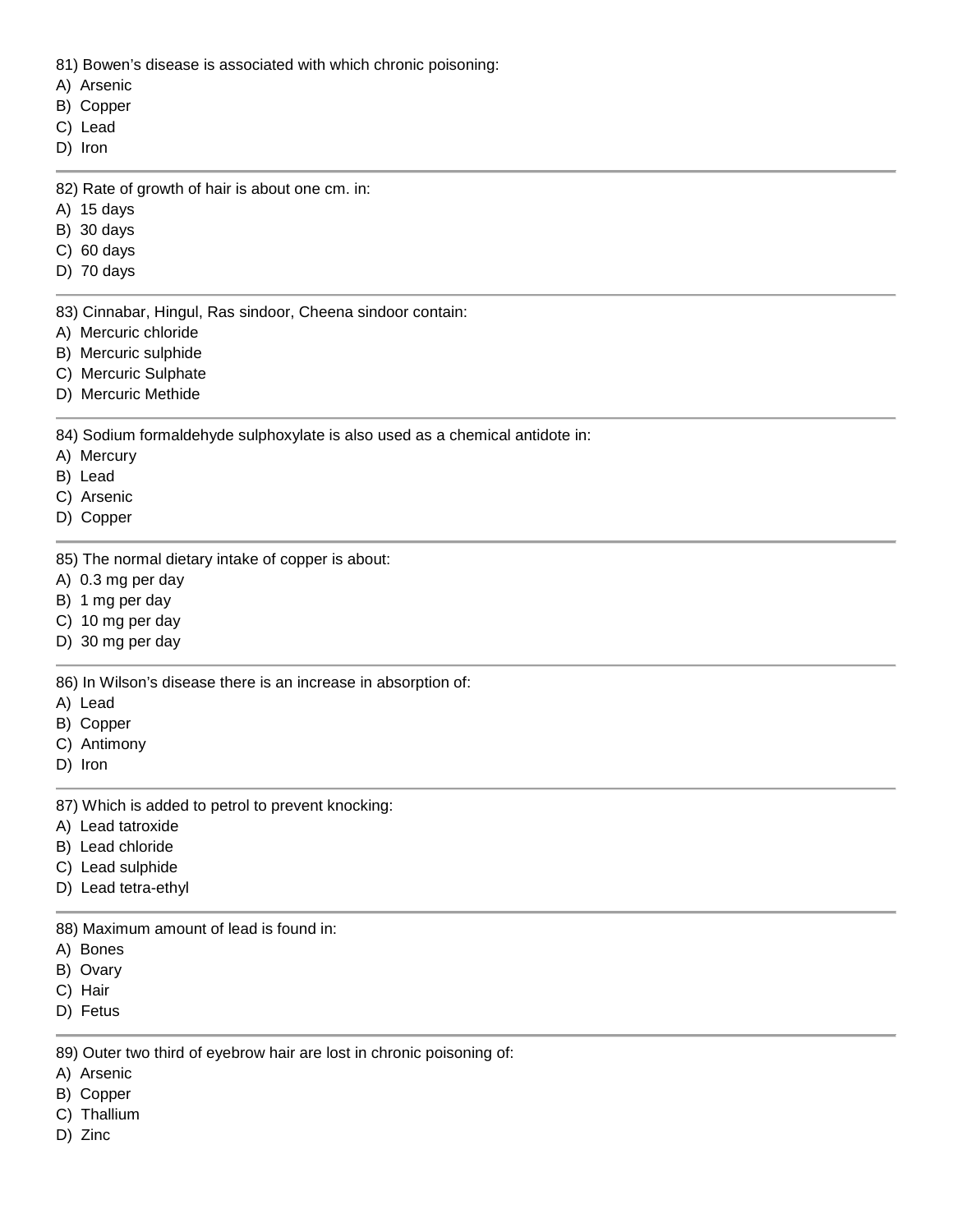81) Bowen's disease is associated with which chronic poisoning:
A) Arsenic
B) Copper
C) Lead
D) Iron

---

82) Rate of growth of hair is about one cm. in:
A) 15 days
B) 30 days
C) 60 days
D) 70 days

---

83) Cinnabar, Hingul, Ras sindoor, Cheena sindoor contain:
A) Mercuric chloride
B) Mercuric sulphide
C) Mercuric Sulphate
D) Mercuric Methide

---

84) Sodium formaldehyde sulphoxylate is also used as a chemical antidote in:
A) Mercury
B) Lead
C) Arsenic
D) Copper

---

85) The normal dietary intake of copper is about:
A) 0.3 mg per day
B) 1 mg per day
C) 10 mg per day
D) 30 mg per day

---

86) In Wilson's disease there is an increase in absorption of:
A) Lead
B) Copper
C) Antimony
D) Iron

---

87) Which is added to petrol to prevent knocking:
A) Lead tatroxide
B) Lead chloride
C) Lead sulphide
D) Lead tetra-ethyl

---

88) Maximum amount of lead is found in:
A) Bones
B) Ovary
C) Hair
D) Fetus

---

89) Outer two third of eyebrow hair are lost in chronic poisoning of:
A) Arsenic
B) Copper
C) Thallium
D) Zinc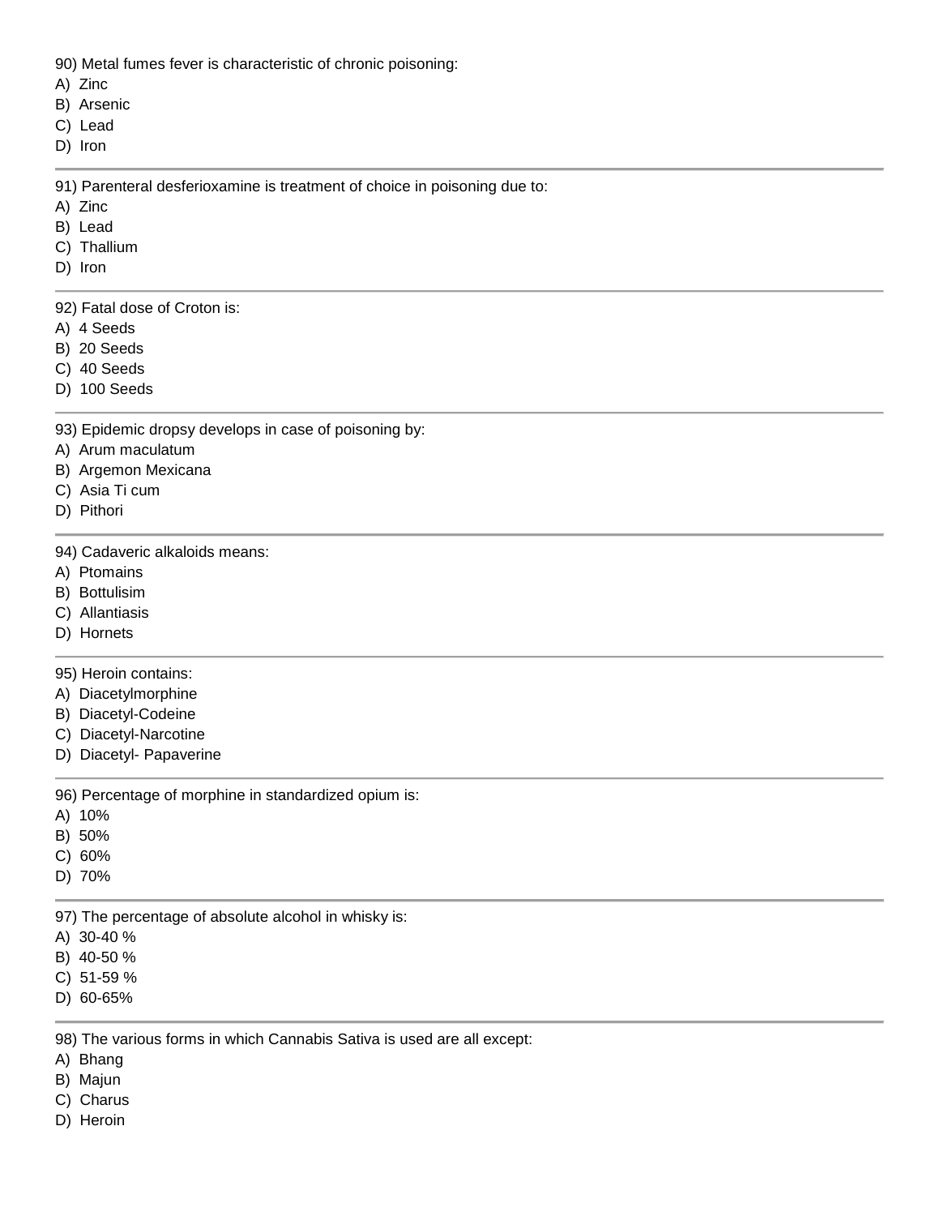90) Metal fumes fever is characteristic of chronic poisoning:
A) Zinc
B) Arsenic
C) Lead
D) Iron

---

91) Parenteral desferioxamine is treatment of choice in poisoning due to:
A) Zinc
B) Lead
C) Thallium
D) Iron

---

92) Fatal dose of Croton is:
A) 4 Seeds
B) 20 Seeds
C) 40 Seeds
D) 100 Seeds

---

93) Epidemic dropsy develops in case of poisoning by:
A) Arum maculatum
B) Argemon Mexicana
C) Asia Ti cum
D) Pithori

---

94) Cadaveric alkaloids means:
A) Ptomains
B) Bottulisim
C) Allantiasis
D) Hornets

---

95) Heroin contains:
A) Diacetylmorphine
B) Diacetyl-Codeine
C) Diacetyl-Narcotine
D) Diacetyl- Papaverine

---

96) Percentage of morphine in standardized opium is:
A) 10%
B) 50%
C) 60%
D) 70%

---

97) The percentage of absolute alcohol in whisky is:
A) 30-40 %
B) 40-50 %
C) 51-59 %
D) 60-65%

---

98) The various forms in which Cannabis Sativa is used are all except:
A) Bhang
B) Majun
C) Charus
D) Heroin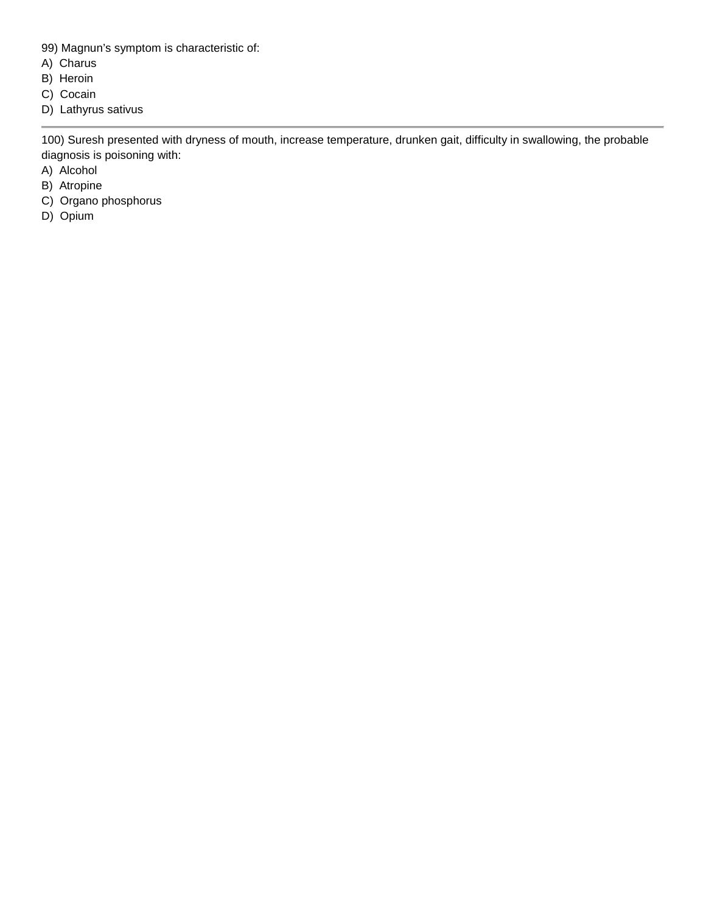99) Magnun's symptom is characteristic of:
A) Charus
B) Heroin
C) Cocain
D) Lathyrus sativus

---

100) Suresh presented with dryness of mouth, increase temperature, drunken gait, difficulty in swallowing, the probable diagnosis is poisoning with:
A) Alcohol
B) Atropine
C) Organo phosphorus
D) Opium